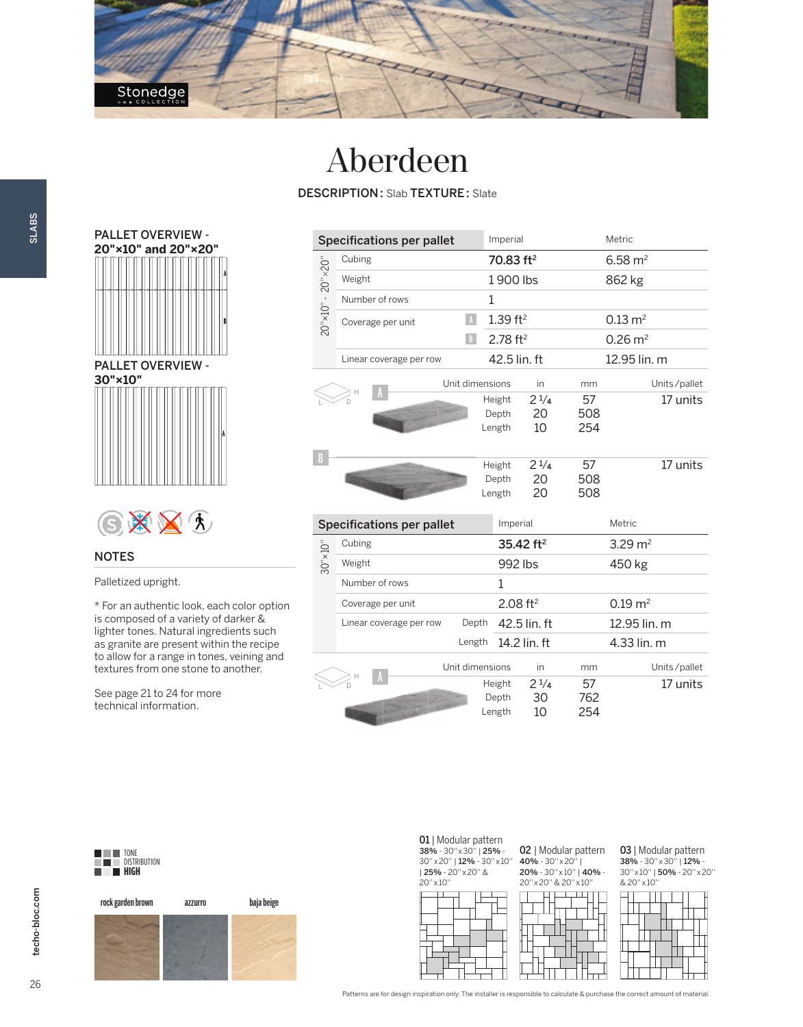Stonedge COLLECTION

# Aberdeen

**DESCRIPTION:** Slab **TEXTURE:** Slate

## PALLET OVERVIEW - 20"×10" and 20"×20"

## PALLET OVERVIEW - 30"×10"

## NOTES

Palletized upright.

* For an authentic look, each color option is composed of a variety of darker & lighter tones. Natural ingredients such as granite are present within the recipe to allow for a range in tones, veining and textures from one stone to another.

See page 21 to 24 for more technical information.

### 20"×10" - 20"×20"

| Specifications per pallet | | Imperial | Metric |
|---|---|---|---|
| Cubing | | **70.83 ft²** | 6.58 m² |
| Weight | | 1 900 lbs | 862 kg |
| Number of rows | | 1 | |
| Coverage per unit | A | 1.39 ft² | 0.13 m² |
| | B | 2.78 ft² | 0.26 m² |
| Linear coverage per row | | 42.5 lin. ft | 12.95 lin. m |

| Unit dimensions | | in | mm | Units/pallet |
|---|---|---|---|---|
| A | Height | 2 1/4 | 57 | 17 units |
| | Depth | 20 | 508 | |
| | Length | 10 | 254 | |
| B | Height | 2 1/4 | 57 | 17 units |
| | Depth | 20 | 508 | |
| | Length | 20 | 508 | |

### 30"×10"

| Specifications per pallet | | Imperial | Metric |
|---|---|---|---|
| Cubing | | **35.42 ft²** | 3.29 m² |
| Weight | | 992 lbs | 450 kg |
| Number of rows | | 1 | |
| Coverage per unit | | 2.08 ft² | 0.19 m² |
| Linear coverage per row | Depth | 42.5 lin. ft | 12.95 lin. m |
| | Length | 14.2 lin. ft | 4.33 lin. m |

| Unit dimensions | | in | mm | Units/pallet |
|---|---|---|---|---|
| A | Height | 2 1/4 | 57 | 17 units |
| | Depth | 30 | 762 | |
| | Length | 10 | 254 | |

TONE DISTRIBUTION **HIGH**

rock garden brown | azzurro | baja beige

**01** | Modular pattern
**38%** - 30"x30" | **25%** - 30"x20" | **12%** - 30"x10" | **25%** - 20"x20" & 20"x10"

**02** | Modular pattern
**40%** - 30"x20" | **20%** - 30"x10" | **40%** - 20"x20" & 20"x10"

**03** | Modular pattern
**38%** - 30"x30" | **12%** - 30"x10" | **50%** - 20"x20" & 20"x10"

Patterns are for design inspiration only. The installer is responsible to calculate & purchase the correct amount of material.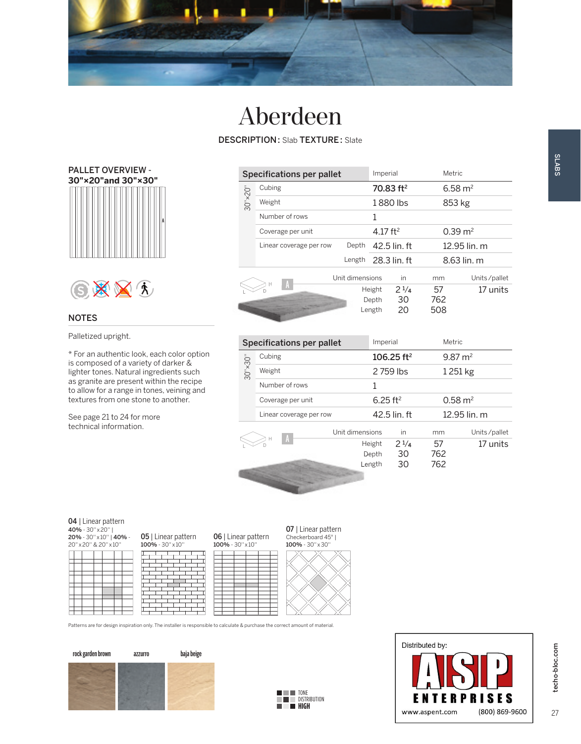# Aberdeen

**DESCRIPTION:** Slab **TEXTURE:** Slate

**PALLET OVERVIEW - 30"×20"and 30"×30"**

## NOTES

Palletized upright.

* For an authentic look, each color option is composed of a variety of darker & lighter tones. Natural ingredients such as granite are present within the recipe to allow for a range in tones, veining and textures from one stone to another.

See page 21 to 24 for more technical information.

| Specifications per pallet | | | Imperial | Metric |
|---|---|---|---|---|
| 30"×20" | Cubing | | **70.83 ft²** | 6.58 m² |
| | Weight | | 1 880 lbs | 853 kg |
| | Number of rows | | 1 | |
| | Coverage per unit | | 4.17 ft² | 0.39 m² |
| | Linear coverage per row | Depth | 42.5 lin. ft | 12.95 lin. m |
| | | Length | 28.3 lin. ft | 8.63 lin. m |

| Unit dimensions | in | mm | Units/pallet |
|---|---|---|---|
| Height | 2 1/4 | 57 | 17 units |
| Depth | 30 | 762 | |
| Length | 20 | 508 | |

| Specifications per pallet | | Imperial | Metric |
|---|---|---|---|
| 30"×30" | Cubing | **106.25 ft²** | 9.87 m² |
| | Weight | 2 759 lbs | 1 251 kg |
| | Number of rows | 1 | |
| | Coverage per unit | 6.25 ft² | 0.58 m² |
| | Linear coverage per row | 42.5 lin. ft | 12.95 lin. m |

| Unit dimensions | in | mm | Units/pallet |
|---|---|---|---|
| Height | 2 1/4 | 57 | 17 units |
| Depth | 30 | 762 | |
| Length | 30 | 762 | |

**04** | Linear pattern
**40%** - 30"x20" | **20%** - 30"x10" | **40%** - 20"x20" & 20"x10"

**05** | Linear pattern
**100%** - 30"x10"

**06** | Linear pattern
**100%** - 30"x10"

**07** | Linear pattern
Checkerboard 45° | **100%** - 30"x30"

Patterns are for design inspiration only. The installer is responsible to calculate & purchase the correct amount of material.

rock garden brown | azzurro | baja beige

TONE DISTRIBUTION **HIGH**

Distributed by:
ASP ENTERPRISES
www.aspent.com (800) 869-9600